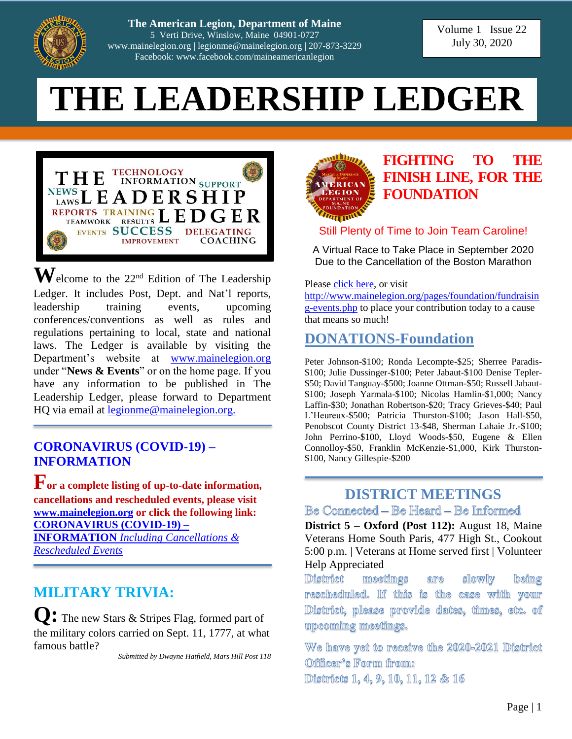**The American Legion, Department of Maine**
5 Verti Drive, Winslow, Maine 04901-0727
www.mainelegion.org | legionme@mainelegion.org | 207-873-3229
Facebook: www.facebook.com/maineamericanlegion

Volume 1 Issue 22
July 30, 2020

# THE LEADERSHIP LEDGER

Welcome to the 22nd Edition of The Leadership Ledger. It includes Post, Dept. and Nat'l reports, leadership training events, upcoming conferences/conventions as well as rules and regulations pertaining to local, state and national laws. The Ledger is available by visiting the Department's website at www.mainelegion.org under "**News & Events**" or on the home page. If you have any information to be published in The Leadership Ledger, please forward to Department HQ via email at legionme@mainelegion.org.

## CORONAVIRUS (COVID-19) – INFORMATION

**For a complete listing of up-to-date information, cancellations and rescheduled events, please visit www.mainelegion.org or click the following link: CORONAVIRUS (COVID-19) – INFORMATION** *Including Cancellations & Rescheduled Events*

## MILITARY TRIVIA:

**Q:** The new Stars & Stripes Flag, formed part of the military colors carried on Sept. 11, 1777, at what famous battle?

*Submitted by Dwayne Hatfield, Mars Hill Post 118*

## FIGHTING TO THE FINISH LINE, FOR THE FOUNDATION

Still Plenty of Time to Join Team Caroline!

A Virtual Race to Take Place in September 2020
Due to the Cancellation of the Boston Marathon

Please click here, or visit http://www.mainelegion.org/pages/foundation/fundraising-events.php to place your contribution today to a cause that means so much!

## DONATIONS-Foundation

Peter Johnson-$100; Ronda Lecompte-$25; Sherree Paradis-$100; Julie Dussinger-$100; Peter Jabaut-$100 Denise Tepler-$50; David Tanguay-$500; Joanne Ottman-$50; Russell Jabaut-$100; Joseph Yarmala-$100; Nicolas Hamlin-$1,000; Nancy Laffin-$30; Jonathan Robertson-$20; Tracy Grieves-$40; Paul L'Heureux-$500; Patricia Thurston-$100; Jason Hall-$50, Penobscot County District 13-$48, Sherman Lahaie Jr.-$100; John Perrino-$100, Lloyd Woods-$50, Eugene & Ellen Connolloy-$50, Franklin McKenzie-$1,000, Kirk Thurston-$100, Nancy Gillespie-$200

## DISTRICT MEETINGS

Be Connected – Be Heard – Be Informed

**District 5 – Oxford (Post 112):** August 18, Maine Veterans Home South Paris, 477 High St., Cookout 5:00 p.m. | Veterans at Home served first | Volunteer Help Appreciated

District meetings are slowly being rescheduled. If this is the case with your District, please provide dates, times, etc. of upcoming meetings.

We have yet to receive the 2020-2021 District Officer's Form from:
Districts 1, 4, 9, 10, 11, 12 & 16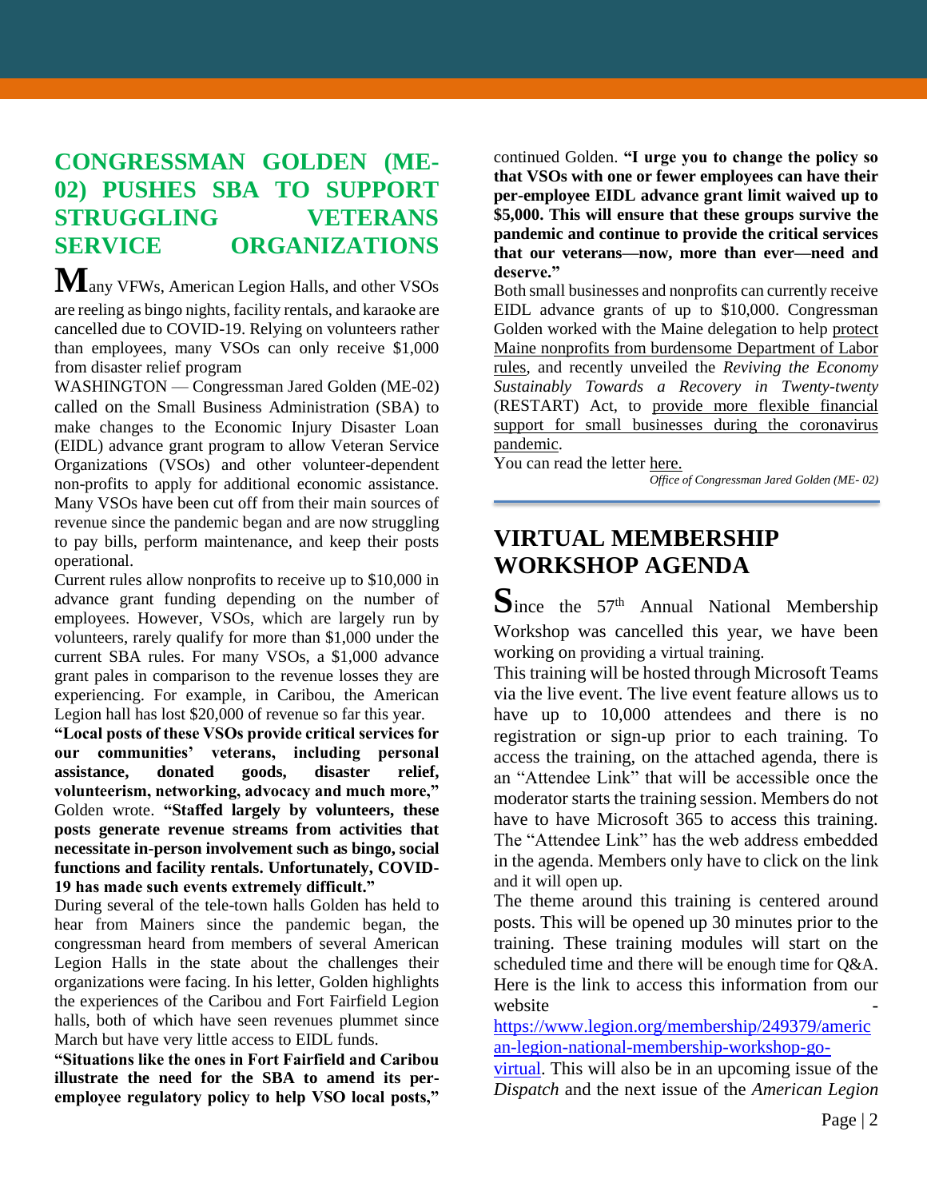## CONGRESSMAN GOLDEN (ME-02) PUSHES SBA TO SUPPORT STRUGGLING VETERANS SERVICE ORGANIZATIONS

Many VFWs, American Legion Halls, and other VSOs are reeling as bingo nights, facility rentals, and karaoke are cancelled due to COVID-19. Relying on volunteers rather than employees, many VSOs can only receive $1,000 from disaster relief program

WASHINGTON — Congressman Jared Golden (ME-02) called on the Small Business Administration (SBA) to make changes to the Economic Injury Disaster Loan (EIDL) advance grant program to allow Veteran Service Organizations (VSOs) and other volunteer-dependent non-profits to apply for additional economic assistance. Many VSOs have been cut off from their main sources of revenue since the pandemic began and are now struggling to pay bills, perform maintenance, and keep their posts operational.

Current rules allow nonprofits to receive up to $10,000 in advance grant funding depending on the number of employees. However, VSOs, which are largely run by volunteers, rarely qualify for more than $1,000 under the current SBA rules. For many VSOs, a $1,000 advance grant pales in comparison to the revenue losses they are experiencing. For example, in Caribou, the American Legion hall has lost $20,000 of revenue so far this year.

**"Local posts of these VSOs provide critical services for our communities' veterans, including personal assistance, donated goods, disaster relief, volunteerism, networking, advocacy and much more,"** Golden wrote. **"Staffed largely by volunteers, these posts generate revenue streams from activities that necessitate in-person involvement such as bingo, social functions and facility rentals. Unfortunately, COVID-19 has made such events extremely difficult."**

During several of the tele-town halls Golden has held to hear from Mainers since the pandemic began, the congressman heard from members of several American Legion Halls in the state about the challenges their organizations were facing. In his letter, Golden highlights the experiences of the Caribou and Fort Fairfield Legion halls, both of which have seen revenues plummet since March but have very little access to EIDL funds.

**"Situations like the ones in Fort Fairfield and Caribou illustrate the need for the SBA to amend its per-employee regulatory policy to help VSO local posts,"** continued Golden. **"I urge you to change the policy so that VSOs with one or fewer employees can have their per-employee EIDL advance grant limit waived up to $5,000. This will ensure that these groups survive the pandemic and continue to provide the critical services that our veterans—now, more than ever—need and deserve."**

Both small businesses and nonprofits can currently receive EIDL advance grants of up to $10,000. Congressman Golden worked with the Maine delegation to help protect Maine nonprofits from burdensome Department of Labor rules, and recently unveiled the *Reviving the Economy Sustainably Towards a Recovery in Twenty-twenty* (RESTART) Act, to provide more flexible financial support for small businesses during the coronavirus pandemic.

You can read the letter here.

*Office of Congressman Jared Golden (ME- 02)*

## VIRTUAL MEMBERSHIP WORKSHOP AGENDA

Since the 57th Annual National Membership Workshop was cancelled this year, we have been working on providing a virtual training.

This training will be hosted through Microsoft Teams via the live event. The live event feature allows us to have up to 10,000 attendees and there is no registration or sign-up prior to each training. To access the training, on the attached agenda, there is an "Attendee Link" that will be accessible once the moderator starts the training session. Members do not have to have Microsoft 365 to access this training. The "Attendee Link" has the web address embedded in the agenda. Members only have to click on the link and it will open up.

The theme around this training is centered around posts. This will be opened up 30 minutes prior to the training. These training modules will start on the scheduled time and there will be enough time for Q&A. Here is the link to access this information from our website - https://www.legion.org/membership/249379/american-legion-national-membership-workshop-go-virtual. This will also be in an upcoming issue of the *Dispatch* and the next issue of the *American Legion*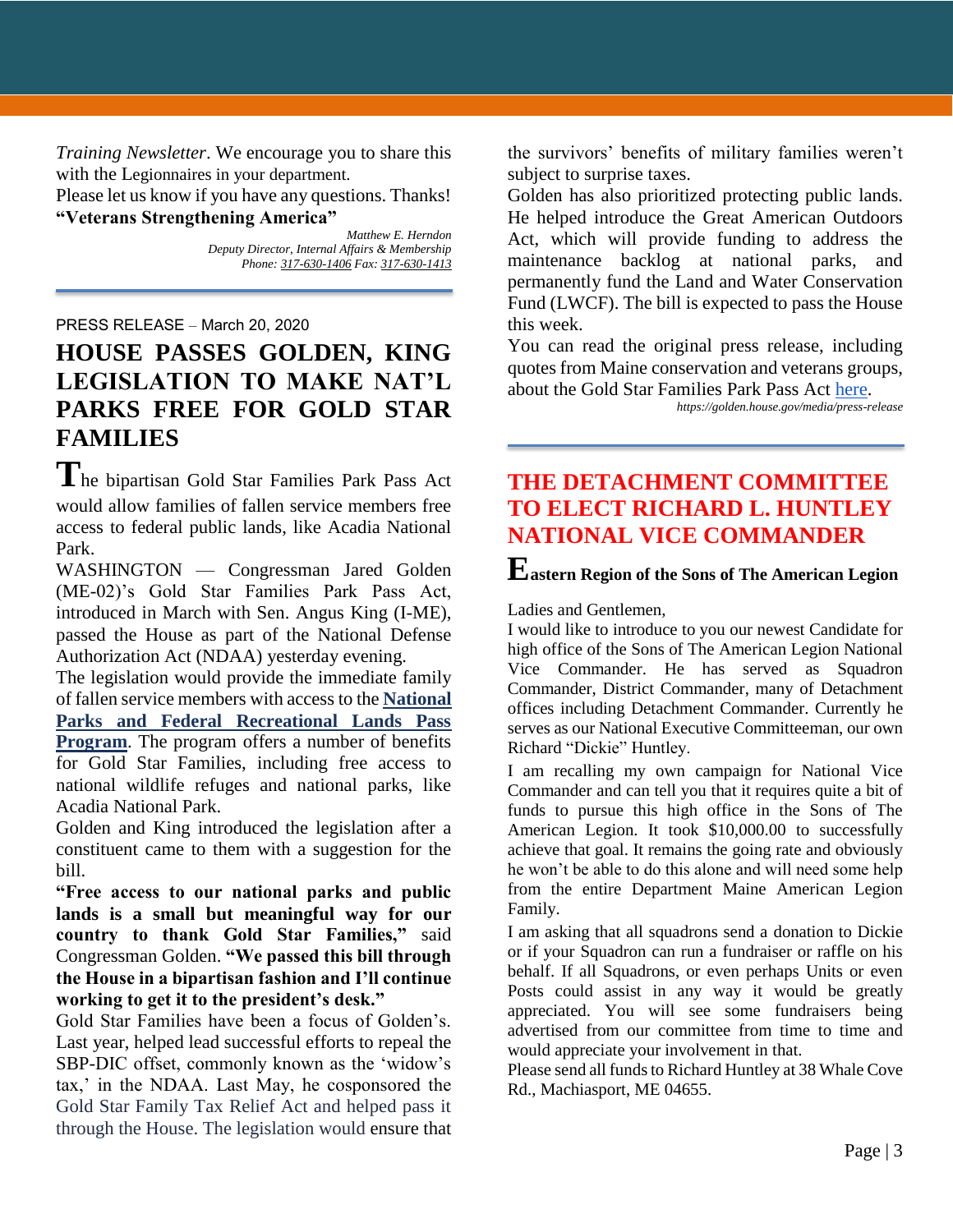*Training Newsletter*. We encourage you to share this with the Legionnaires in your department.

Please let us know if you have any questions. Thanks!

**"Veterans Strengthening America"**

*Matthew E. Herndon*
*Deputy Director, Internal Affairs & Membership*
*Phone: 317-630-1406 Fax: 317-630-1413*

---

PRESS RELEASE – March 20, 2020

## HOUSE PASSES GOLDEN, KING LEGISLATION TO MAKE NAT'L PARKS FREE FOR GOLD STAR FAMILIES

The bipartisan Gold Star Families Park Pass Act would allow families of fallen service members free access to federal public lands, like Acadia National Park.

WASHINGTON — Congressman Jared Golden (ME-02)'s Gold Star Families Park Pass Act, introduced in March with Sen. Angus King (I-ME), passed the House as part of the National Defense Authorization Act (NDAA) yesterday evening.

The legislation would provide the immediate family of fallen service members with access to the **National Parks and Federal Recreational Lands Pass Program**. The program offers a number of benefits for Gold Star Families, including free access to national wildlife refuges and national parks, like Acadia National Park.

Golden and King introduced the legislation after a constituent came to them with a suggestion for the bill.

**"Free access to our national parks and public lands is a small but meaningful way for our country to thank Gold Star Families,"** said Congressman Golden. **"We passed this bill through the House in a bipartisan fashion and I'll continue working to get it to the president's desk."**

Gold Star Families have been a focus of Golden's. Last year, helped lead successful efforts to repeal the SBP-DIC offset, commonly known as the 'widow's tax,' in the NDAA. Last May, he cosponsored the Gold Star Family Tax Relief Act and helped pass it through the House. The legislation would ensure that the survivors' benefits of military families weren't subject to surprise taxes.

Golden has also prioritized protecting public lands. He helped introduce the Great American Outdoors Act, which will provide funding to address the maintenance backlog at national parks, and permanently fund the Land and Water Conservation Fund (LWCF). The bill is expected to pass the House this week.

You can read the original press release, including quotes from Maine conservation and veterans groups, about the Gold Star Families Park Pass Act here.

*https://golden.house.gov/media/press-release*

---

## THE DETACHMENT COMMITTEE TO ELECT RICHARD L. HUNTLEY NATIONAL VICE COMMANDER

**Eastern Region of the Sons of The American Legion**

Ladies and Gentlemen,

I would like to introduce to you our newest Candidate for high office of the Sons of The American Legion National Vice Commander. He has served as Squadron Commander, District Commander, many of Detachment offices including Detachment Commander. Currently he serves as our National Executive Committeeman, our own Richard "Dickie" Huntley.

I am recalling my own campaign for National Vice Commander and can tell you that it requires quite a bit of funds to pursue this high office in the Sons of The American Legion. It took $10,000.00 to successfully achieve that goal. It remains the going rate and obviously he won't be able to do this alone and will need some help from the entire Department Maine American Legion Family.

I am asking that all squadrons send a donation to Dickie or if your Squadron can run a fundraiser or raffle on his behalf. If all Squadrons, or even perhaps Units or even Posts could assist in any way it would be greatly appreciated. You will see some fundraisers being advertised from our committee from time to time and would appreciate your involvement in that.

Please send all funds to Richard Huntley at 38 Whale Cove Rd., Machiasport, ME 04655.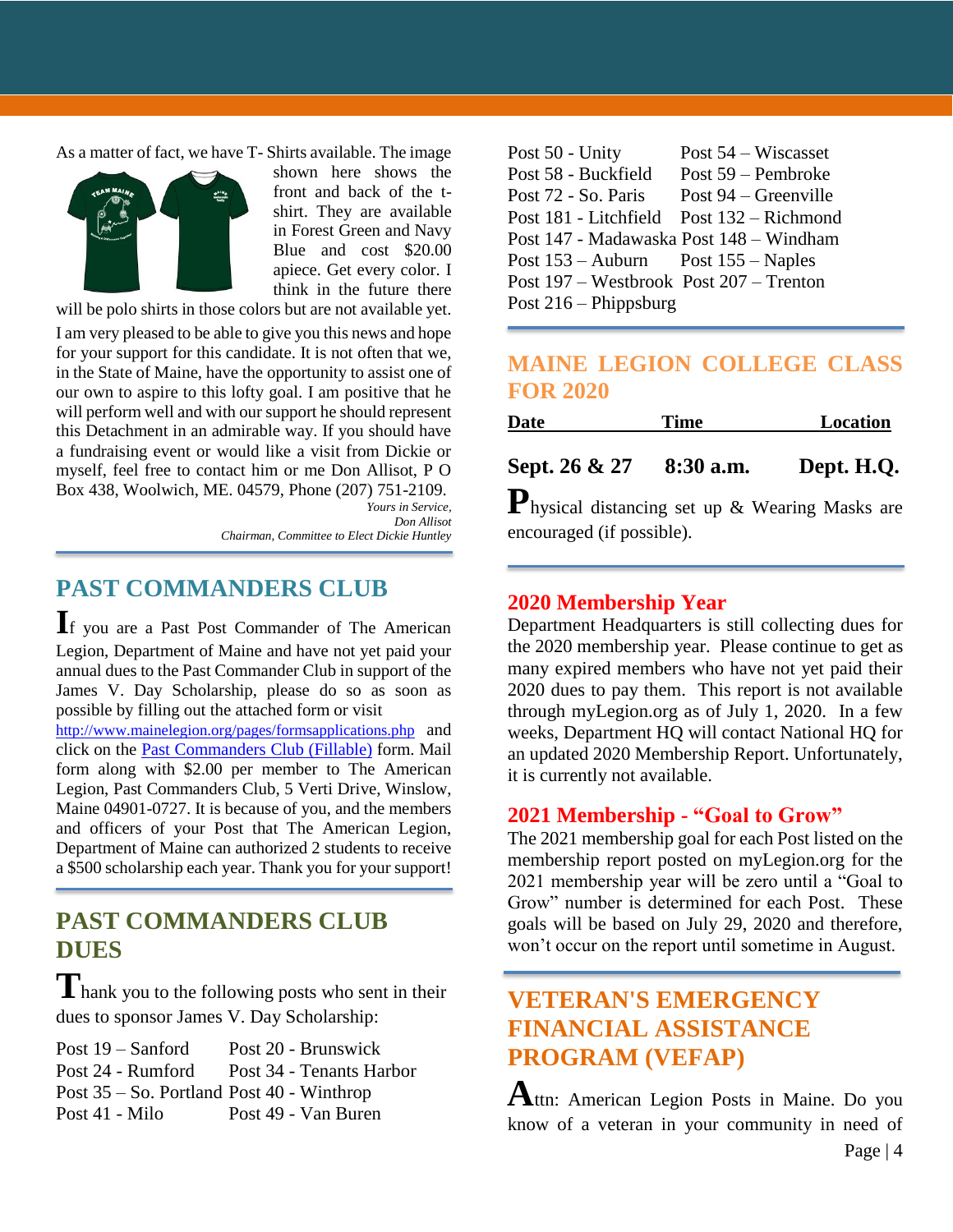As a matter of fact, we have T- Shirts available. The image shown here shows the front and back of the t-shirt. They are available in Forest Green and Navy Blue and cost $20.00 apiece. Get every color. I think in the future there will be polo shirts in those colors but are not available yet.

I am very pleased to be able to give you this news and hope for your support for this candidate. It is not often that we, in the State of Maine, have the opportunity to assist one of our own to aspire to this lofty goal. I am positive that he will perform well and with our support he should represent this Detachment in an admirable way. If you should have a fundraising event or would like a visit from Dickie or myself, feel free to contact him or me Don Allisot, P O Box 438, Woolwich, ME. 04579, Phone (207) 751-2109.

*Yours in Service,*
*Don Allisot*
*Chairman, Committee to Elect Dickie Huntley*

## PAST COMMANDERS CLUB

If you are a Past Post Commander of The American Legion, Department of Maine and have not yet paid your annual dues to the Past Commander Club in support of the James V. Day Scholarship, please do so as soon as possible by filling out the attached form or visit http://www.mainelegion.org/pages/formsapplications.php and click on the Past Commanders Club (Fillable) form. Mail form along with $2.00 per member to The American Legion, Past Commanders Club, 5 Verti Drive, Winslow, Maine 04901-0727. It is because of you, and the members and officers of your Post that The American Legion, Department of Maine can authorized 2 students to receive a $500 scholarship each year. Thank you for your support!

## PAST COMMANDERS CLUB DUES

Thank you to the following posts who sent in their dues to sponsor James V. Day Scholarship:

Post 19 – Sanford
Post 20 - Brunswick
Post 24 - Rumford
Post 34 - Tenants Harbor
Post 35 – So. Portland
Post 40 - Winthrop
Post 41 - Milo
Post 49 - Van Buren
Post 50 - Unity
Post 54 – Wiscasset
Post 58 - Buckfield
Post 59 – Pembroke
Post 72 - So. Paris
Post 94 – Greenville
Post 181 - Litchfield
Post 132 – Richmond
Post 147 - Madawaska
Post 148 – Windham
Post 153 – Auburn
Post 155 – Naples
Post 197 – Westbrook
Post 207 – Trenton
Post 216 – Phippsburg

## MAINE LEGION COLLEGE CLASS FOR 2020

| Date | Time | Location |
|---|---|---|
| **Sept. 26 & 27** | **8:30 a.m.** | **Dept. H.Q.** |

Physical distancing set up & Wearing Masks are encouraged (if possible).

## 2020 Membership Year

Department Headquarters is still collecting dues for the 2020 membership year. Please continue to get as many expired members who have not yet paid their 2020 dues to pay them. This report is not available through myLegion.org as of July 1, 2020. In a few weeks, Department HQ will contact National HQ for an updated 2020 Membership Report. Unfortunately, it is currently not available.

## 2021 Membership - "Goal to Grow"

The 2021 membership goal for each Post listed on the membership report posted on myLegion.org for the 2021 membership year will be zero until a "Goal to Grow" number is determined for each Post. These goals will be based on July 29, 2020 and therefore, won't occur on the report until sometime in August.

## VETERAN'S EMERGENCY FINANCIAL ASSISTANCE PROGRAM (VEFAP)

Attn: American Legion Posts in Maine. Do you know of a veteran in your community in need of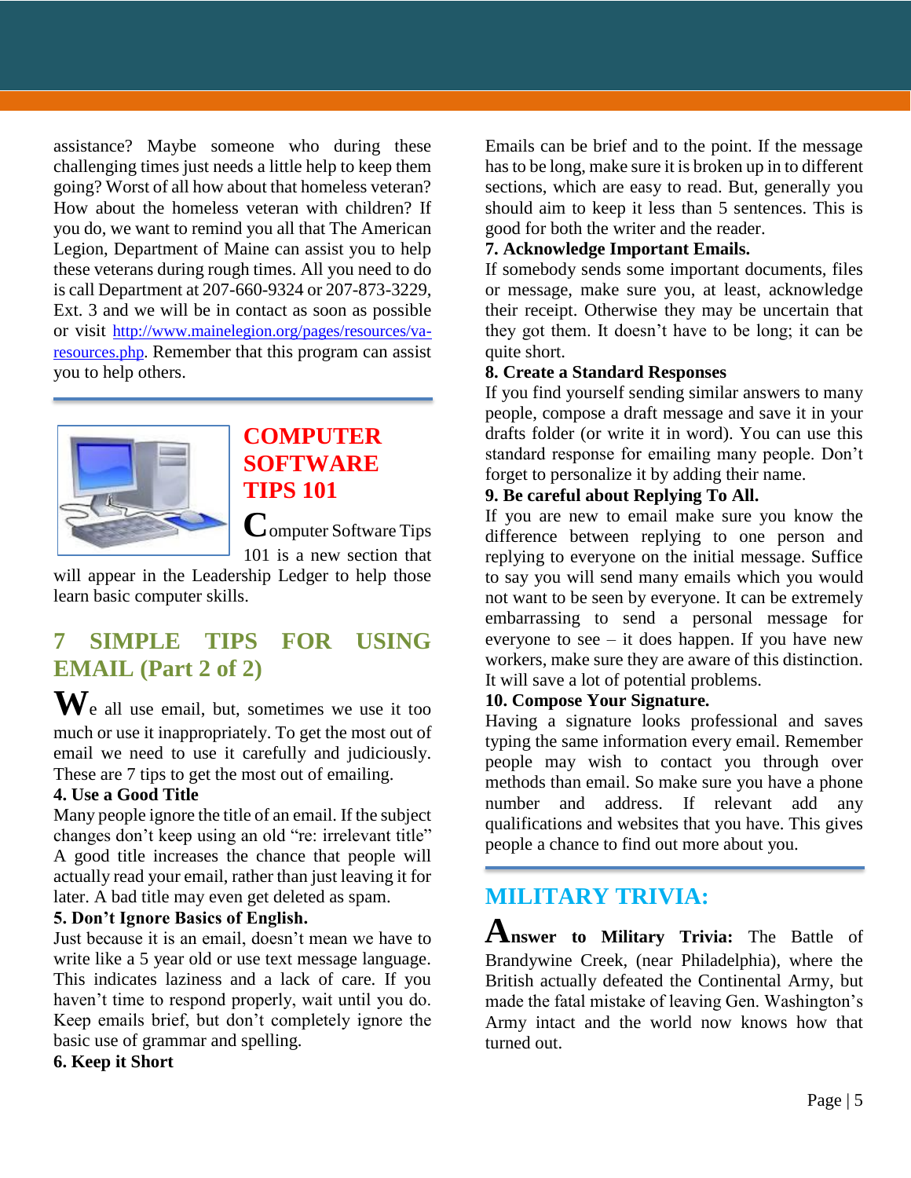assistance? Maybe someone who during these challenging times just needs a little help to keep them going? Worst of all how about that homeless veteran? How about the homeless veteran with children? If you do, we want to remind you all that The American Legion, Department of Maine can assist you to help these veterans during rough times. All you need to do is call Department at 207-660-9324 or 207-873-3229, Ext. 3 and we will be in contact as soon as possible or visit [http://www.mainelegion.org/pages/resources/va-resources.php](http://www.mainelegion.org/pages/resources/va-resources.php). Remember that this program can assist you to help others.

---

## COMPUTER SOFTWARE TIPS 101

Computer Software Tips 101 is a new section that will appear in the Leadership Ledger to help those learn basic computer skills.

## 7 SIMPLE TIPS FOR USING EMAIL (Part 2 of 2)

We all use email, but, sometimes we use it too much or use it inappropriately. To get the most out of email we need to use it carefully and judiciously. These are 7 tips to get the most out of emailing.

**4. Use a Good Title**

Many people ignore the title of an email. If the subject changes don't keep using an old "re: irrelevant title" A good title increases the chance that people will actually read your email, rather than just leaving it for later. A bad title may even get deleted as spam.

**5. Don't Ignore Basics of English.**

Just because it is an email, doesn't mean we have to write like a 5 year old or use text message language. This indicates laziness and a lack of care. If you haven't time to respond properly, wait until you do. Keep emails brief, but don't completely ignore the basic use of grammar and spelling.

**6. Keep it Short**

Emails can be brief and to the point. If the message has to be long, make sure it is broken up in to different sections, which are easy to read. But, generally you should aim to keep it less than 5 sentences. This is good for both the writer and the reader.

**7. Acknowledge Important Emails.**

If somebody sends some important documents, files or message, make sure you, at least, acknowledge their receipt. Otherwise they may be uncertain that they got them. It doesn't have to be long; it can be quite short.

**8. Create a Standard Responses**

If you find yourself sending similar answers to many people, compose a draft message and save it in your drafts folder (or write it in word). You can use this standard response for emailing many people. Don't forget to personalize it by adding their name.

**9. Be careful about Replying To All.**

If you are new to email make sure you know the difference between replying to one person and replying to everyone on the initial message. Suffice to say you will send many emails which you would not want to be seen by everyone. It can be extremely embarrassing to send a personal message for everyone to see – it does happen. If you have new workers, make sure they are aware of this distinction. It will save a lot of potential problems.

**10. Compose Your Signature.**

Having a signature looks professional and saves typing the same information every email. Remember people may wish to contact you through over methods than email. So make sure you have a phone number and address. If relevant add any qualifications and websites that you have. This gives people a chance to find out more about you.

---

## MILITARY TRIVIA:

**Answer to Military Trivia:** The Battle of Brandywine Creek, (near Philadelphia), where the British actually defeated the Continental Army, but made the fatal mistake of leaving Gen. Washington's Army intact and the world now knows how that turned out.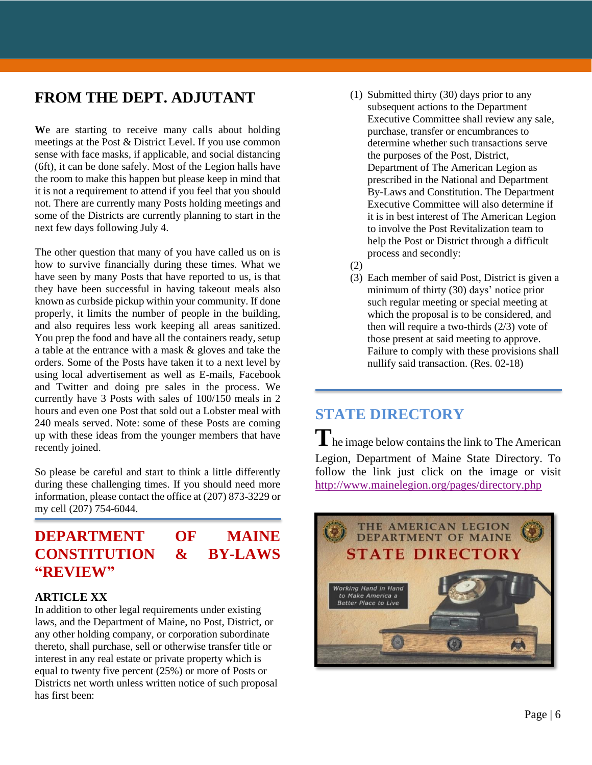## FROM THE DEPT. ADJUTANT

**W**e are starting to receive many calls about holding meetings at the Post & District Level. If you use common sense with face masks, if applicable, and social distancing (6ft), it can be done safely. Most of the Legion halls have the room to make this happen but please keep in mind that it is not a requirement to attend if you feel that you should not. There are currently many Posts holding meetings and some of the Districts are currently planning to start in the next few days following July 4.

The other question that many of you have called us on is how to survive financially during these times. What we have seen by many Posts that have reported to us, is that they have been successful in having takeout meals also known as curbside pickup within your community. If done properly, it limits the number of people in the building, and also requires less work keeping all areas sanitized. You prep the food and have all the containers ready, setup a table at the entrance with a mask & gloves and take the orders. Some of the Posts have taken it to a next level by using local advertisement as well as E-mails, Facebook and Twitter and doing pre sales in the process. We currently have 3 Posts with sales of 100/150 meals in 2 hours and even one Post that sold out a Lobster meal with 240 meals served. Note: some of these Posts are coming up with these ideas from the younger members that have recently joined.

So please be careful and start to think a little differently during these challenging times. If you should need more information, please contact the office at (207) 873-3229 or my cell (207) 754-6044.

## DEPARTMENT OF MAINE CONSTITUTION & BY-LAWS "REVIEW"

**ARTICLE XX**

In addition to other legal requirements under existing laws, and the Department of Maine, no Post, District, or any other holding company, or corporation subordinate thereto, shall purchase, sell or otherwise transfer title or interest in any real estate or private property which is equal to twenty five percent (25%) or more of Posts or Districts net worth unless written notice of such proposal has first been:

(1) Submitted thirty (30) days prior to any subsequent actions to the Department Executive Committee shall review any sale, purchase, transfer or encumbrances to determine whether such transactions serve the purposes of the Post, District, Department of The American Legion as prescribed in the National and Department By-Laws and Constitution. The Department Executive Committee will also determine if it is in best interest of The American Legion to involve the Post Revitalization team to help the Post or District through a difficult process and secondly:

(2)

(3) Each member of said Post, District is given a minimum of thirty (30) days' notice prior such regular meeting or special meeting at which the proposal is to be considered, and then will require a two-thirds (2/3) vote of those present at said meeting to approve. Failure to comply with these provisions shall nullify said transaction. (Res. 02-18)

## STATE DIRECTORY

**T**he image below contains the link to The American Legion, Department of Maine State Directory. To follow the link just click on the image or visit http://www.mainelegion.org/pages/directory.php

THE AMERICAN LEGION DEPARTMENT OF MAINE
STATE DIRECTORY
Working Hand in Hand to Make America a Better Place to Live